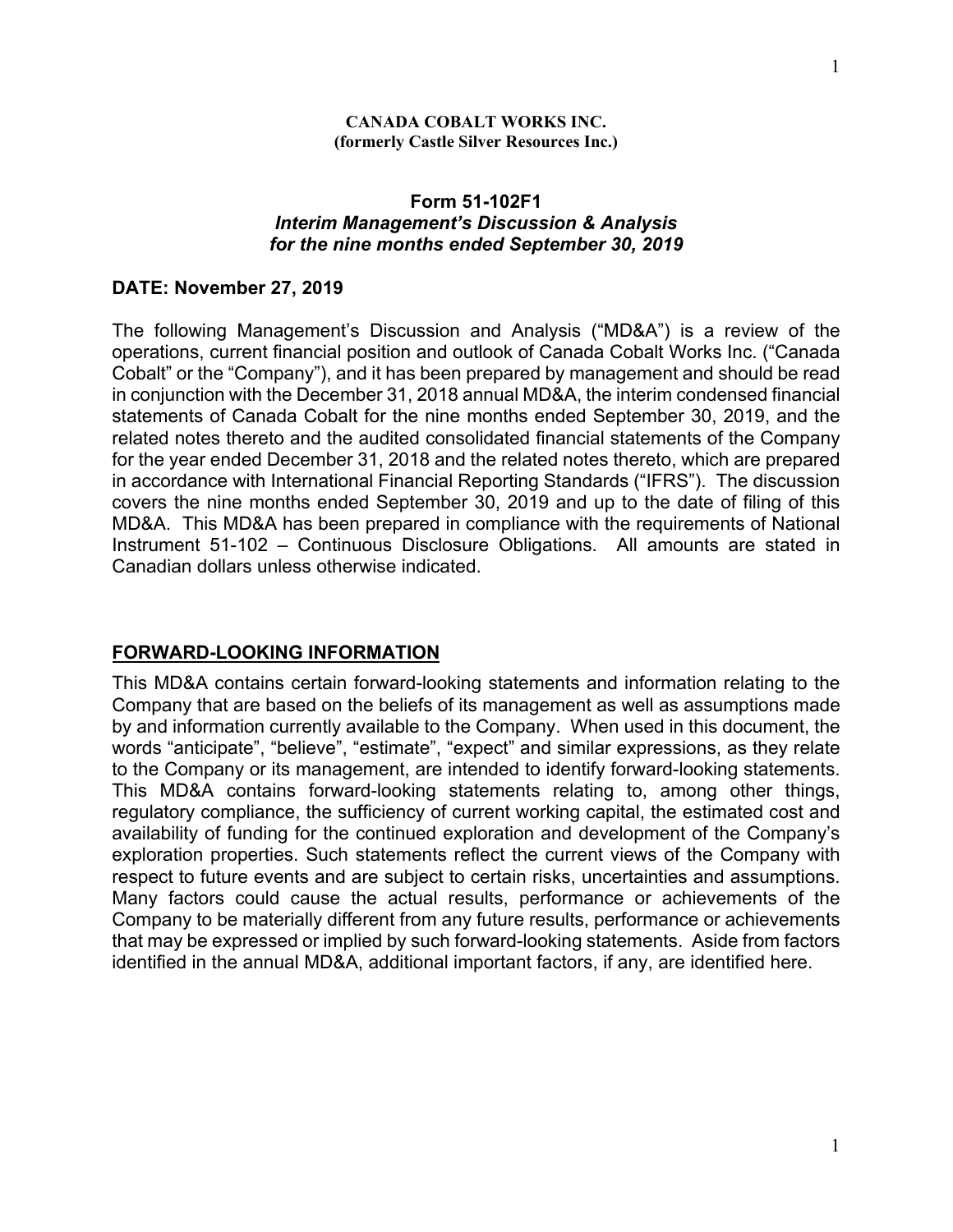**CANADA COBALT WORKS INC.**
**(formerly Castle Silver Resources Inc.)**

# Form 51-102F1
## *Interim Management's Discussion & Analysis*
## *for the nine months ended September 30, 2019*

**DATE: November 27, 2019**

The following Management's Discussion and Analysis ("MD&A") is a review of the operations, current financial position and outlook of Canada Cobalt Works Inc. ("Canada Cobalt" or the "Company"), and it has been prepared by management and should be read in conjunction with the December 31, 2018 annual MD&A, the interim condensed financial statements of Canada Cobalt for the nine months ended September 30, 2019, and the related notes thereto and the audited consolidated financial statements of the Company for the year ended December 31, 2018 and the related notes thereto, which are prepared in accordance with International Financial Reporting Standards ("IFRS"). The discussion covers the nine months ended September 30, 2019 and up to the date of filing of this MD&A. This MD&A has been prepared in compliance with the requirements of National Instrument 51-102 – Continuous Disclosure Obligations. All amounts are stated in Canadian dollars unless otherwise indicated.

## FORWARD-LOOKING INFORMATION

This MD&A contains certain forward-looking statements and information relating to the Company that are based on the beliefs of its management as well as assumptions made by and information currently available to the Company. When used in this document, the words "anticipate", "believe", "estimate", "expect" and similar expressions, as they relate to the Company or its management, are intended to identify forward-looking statements. This MD&A contains forward-looking statements relating to, among other things, regulatory compliance, the sufficiency of current working capital, the estimated cost and availability of funding for the continued exploration and development of the Company's exploration properties. Such statements reflect the current views of the Company with respect to future events and are subject to certain risks, uncertainties and assumptions. Many factors could cause the actual results, performance or achievements of the Company to be materially different from any future results, performance or achievements that may be expressed or implied by such forward-looking statements. Aside from factors identified in the annual MD&A, additional important factors, if any, are identified here.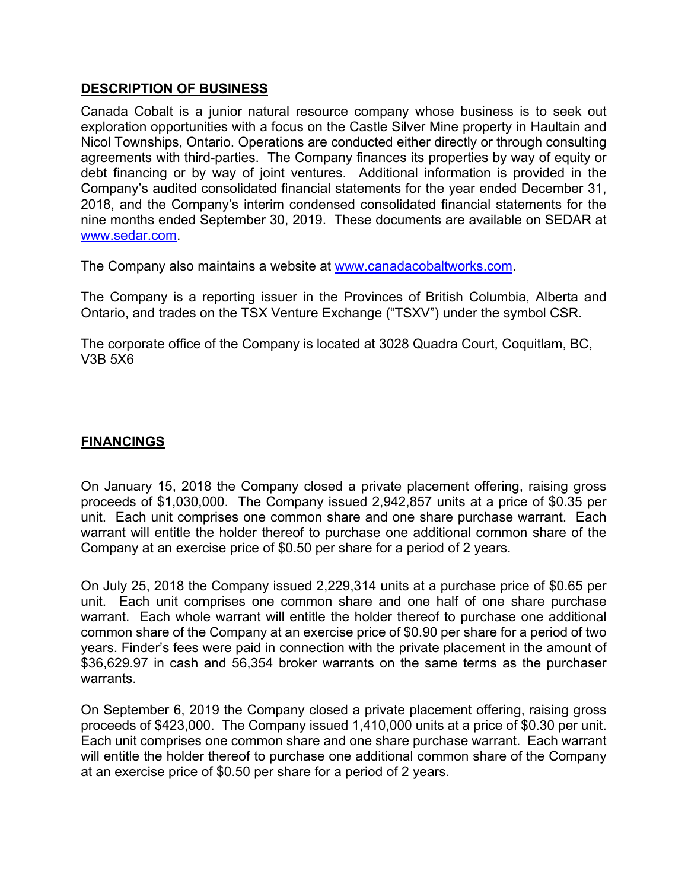## DESCRIPTION OF BUSINESS

Canada Cobalt is a junior natural resource company whose business is to seek out exploration opportunities with a focus on the Castle Silver Mine property in Haultain and Nicol Townships, Ontario. Operations are conducted either directly or through consulting agreements with third-parties. The Company finances its properties by way of equity or debt financing or by way of joint ventures. Additional information is provided in the Company's audited consolidated financial statements for the year ended December 31, 2018, and the Company's interim condensed consolidated financial statements for the nine months ended September 30, 2019. These documents are available on SEDAR at www.sedar.com.

The Company also maintains a website at www.canadacobaltworks.com.

The Company is a reporting issuer in the Provinces of British Columbia, Alberta and Ontario, and trades on the TSX Venture Exchange ("TSXV") under the symbol CSR.

The corporate office of the Company is located at 3028 Quadra Court, Coquitlam, BC, V3B 5X6

## FINANCINGS

On January 15, 2018 the Company closed a private placement offering, raising gross proceeds of $1,030,000. The Company issued 2,942,857 units at a price of $0.35 per unit. Each unit comprises one common share and one share purchase warrant. Each warrant will entitle the holder thereof to purchase one additional common share of the Company at an exercise price of $0.50 per share for a period of 2 years.

On July 25, 2018 the Company issued 2,229,314 units at a purchase price of $0.65 per unit. Each unit comprises one common share and one half of one share purchase warrant. Each whole warrant will entitle the holder thereof to purchase one additional common share of the Company at an exercise price of $0.90 per share for a period of two years. Finder's fees were paid in connection with the private placement in the amount of $36,629.97 in cash and 56,354 broker warrants on the same terms as the purchaser warrants.

On September 6, 2019 the Company closed a private placement offering, raising gross proceeds of $423,000. The Company issued 1,410,000 units at a price of $0.30 per unit. Each unit comprises one common share and one share purchase warrant. Each warrant will entitle the holder thereof to purchase one additional common share of the Company at an exercise price of $0.50 per share for a period of 2 years.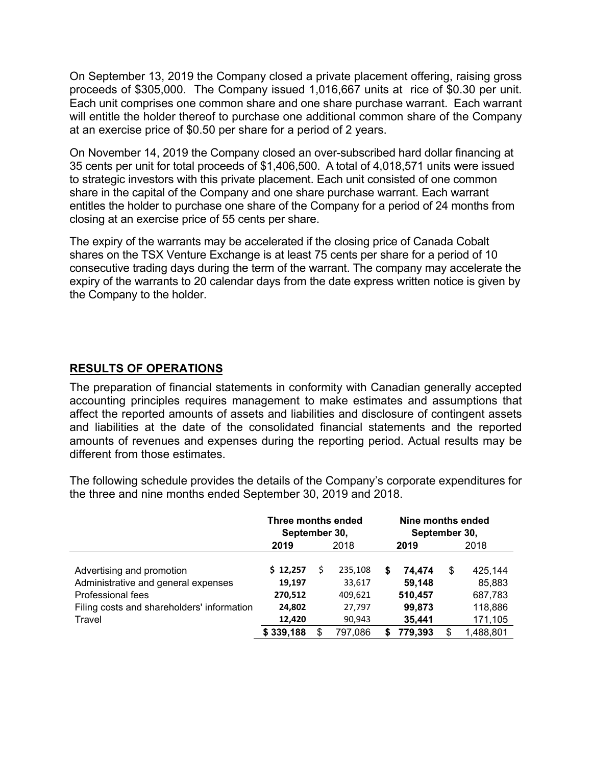On September 13, 2019 the Company closed a private placement offering, raising gross proceeds of $305,000. The Company issued 1,016,667 units at rice of $0.30 per unit. Each unit comprises one common share and one share purchase warrant. Each warrant will entitle the holder thereof to purchase one additional common share of the Company at an exercise price of $0.50 per share for a period of 2 years.

On November 14, 2019 the Company closed an over-subscribed hard dollar financing at 35 cents per unit for total proceeds of $1,406,500. A total of 4,018,571 units were issued to strategic investors with this private placement. Each unit consisted of one common share in the capital of the Company and one share purchase warrant. Each warrant entitles the holder to purchase one share of the Company for a period of 24 months from closing at an exercise price of 55 cents per share.

The expiry of the warrants may be accelerated if the closing price of Canada Cobalt shares on the TSX Venture Exchange is at least 75 cents per share for a period of 10 consecutive trading days during the term of the warrant. The company may accelerate the expiry of the warrants to 20 calendar days from the date express written notice is given by the Company to the holder.

## RESULTS OF OPERATIONS

The preparation of financial statements in conformity with Canadian generally accepted accounting principles requires management to make estimates and assumptions that affect the reported amounts of assets and liabilities and disclosure of contingent assets and liabilities at the date of the consolidated financial statements and the reported amounts of revenues and expenses during the reporting period. Actual results may be different from those estimates.

The following schedule provides the details of the Company's corporate expenditures for the three and nine months ended September 30, 2019 and 2018.

| | Three months ended September 30, | | Nine months ended September 30, | |
|---|---|---|---|---|
| | **2019** | 2018 | **2019** | 2018 |
| Advertising and promotion | **$ 12,257** | $ 235,108 | **$ 74,474** | $ 425,144 |
| Administrative and general expenses | **19,197** | 33,617 | **59,148** | 85,883 |
| Professional fees | **270,512** | 409,621 | **510,457** | 687,783 |
| Filing costs and shareholders' information | **24,802** | 27,797 | **99,873** | 118,886 |
| Travel | **12,420** | 90,943 | **35,441** | 171,105 |
| | **$ 339,188** | $ 797,086 | **$ 779,393** | $ 1,488,801 |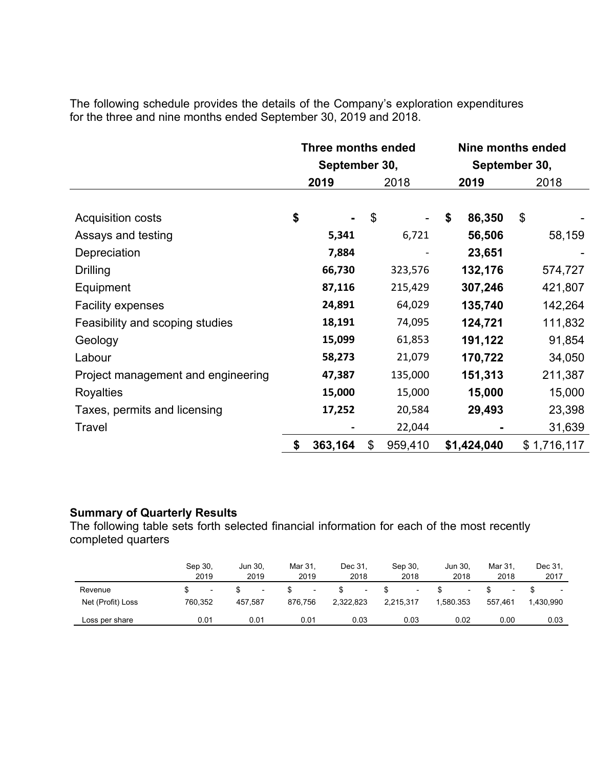The following schedule provides the details of the Company's exploration expenditures for the three and nine months ended September 30, 2019 and 2018.

| | Three months ended September 30, | | Nine months ended September 30, | |
|---|---|---|---|---|
| | **2019** | 2018 | **2019** | 2018 |
| Acquisition costs | **$ -** | $ - | **$ 86,350** | $ - |
| Assays and testing | **5,341** | 6,721 | **56,506** | 58,159 |
| Depreciation | **7,884** | - | **23,651** | - |
| Drilling | **66,730** | 323,576 | **132,176** | 574,727 |
| Equipment | **87,116** | 215,429 | **307,246** | 421,807 |
| Facility expenses | **24,891** | 64,029 | **135,740** | 142,264 |
| Feasibility and scoping studies | **18,191** | 74,095 | **124,721** | 111,832 |
| Geology | **15,099** | 61,853 | **191,122** | 91,854 |
| Labour | **58,273** | 21,079 | **170,722** | 34,050 |
| Project management and engineering | **47,387** | 135,000 | **151,313** | 211,387 |
| Royalties | **15,000** | 15,000 | **15,000** | 15,000 |
| Taxes, permits and licensing | **17,252** | 20,584 | **29,493** | 23,398 |
| Travel | **-** | 22,044 | **-** | 31,639 |
| | **$ 363,164** | $ 959,410 | **$1,424,040** | $ 1,716,117 |

**Summary of Quarterly Results**

The following table sets forth selected financial information for each of the most recently completed quarters

| | Sep 30, 2019 | Jun 30, 2019 | Mar 31, 2019 | Dec 31, 2018 | Sep 30, 2018 | Jun 30, 2018 | Mar 31, 2018 | Dec 31, 2017 |
|---|---|---|---|---|---|---|---|---|
| Revenue | $ - | $ - | $ - | $ - | $ - | $ - | $ - | $ - |
| Net (Profit) Loss | 760,352 | 457,587 | 876,756 | 2,322,823 | 2,215,317 | 1,580.353 | 557,461 | 1,430,990 |
| Loss per share | 0.01 | 0.01 | 0.01 | 0.03 | 0.03 | 0.02 | 0.00 | 0.03 |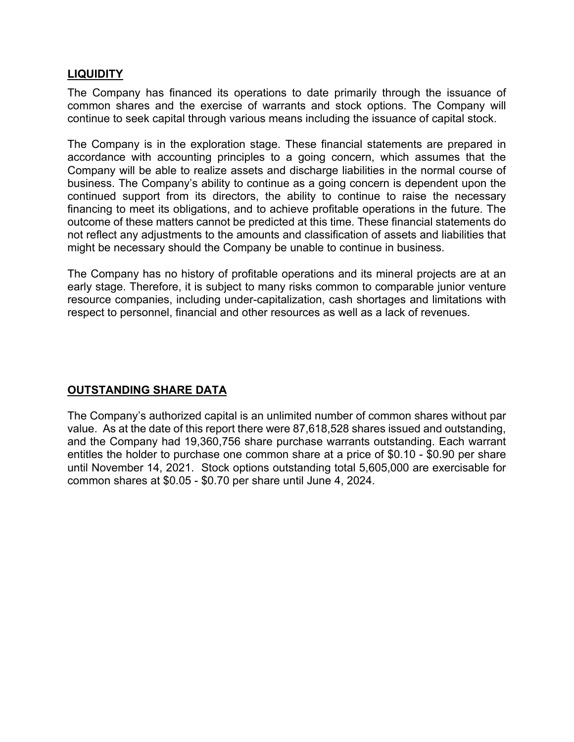## LIQUIDITY

The Company has financed its operations to date primarily through the issuance of common shares and the exercise of warrants and stock options. The Company will continue to seek capital through various means including the issuance of capital stock.

The Company is in the exploration stage. These financial statements are prepared in accordance with accounting principles to a going concern, which assumes that the Company will be able to realize assets and discharge liabilities in the normal course of business. The Company's ability to continue as a going concern is dependent upon the continued support from its directors, the ability to continue to raise the necessary financing to meet its obligations, and to achieve profitable operations in the future. The outcome of these matters cannot be predicted at this time. These financial statements do not reflect any adjustments to the amounts and classification of assets and liabilities that might be necessary should the Company be unable to continue in business.

The Company has no history of profitable operations and its mineral projects are at an early stage. Therefore, it is subject to many risks common to comparable junior venture resource companies, including under-capitalization, cash shortages and limitations with respect to personnel, financial and other resources as well as a lack of revenues.

## OUTSTANDING SHARE DATA

The Company's authorized capital is an unlimited number of common shares without par value. As at the date of this report there were 87,618,528 shares issued and outstanding, and the Company had 19,360,756 share purchase warrants outstanding. Each warrant entitles the holder to purchase one common share at a price of $0.10 - $0.90 per share until November 14, 2021. Stock options outstanding total 5,605,000 are exercisable for common shares at $0.05 - $0.70 per share until June 4, 2024.